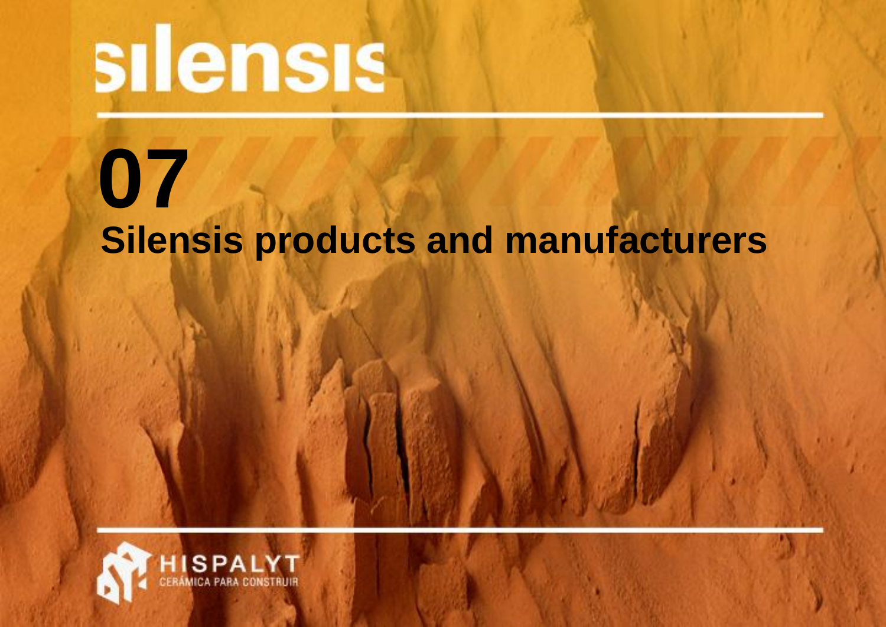# silensis

# 07
## Silensis products and manufacturers

HISPALYT
CERÁMICA PARA CONSTRUIR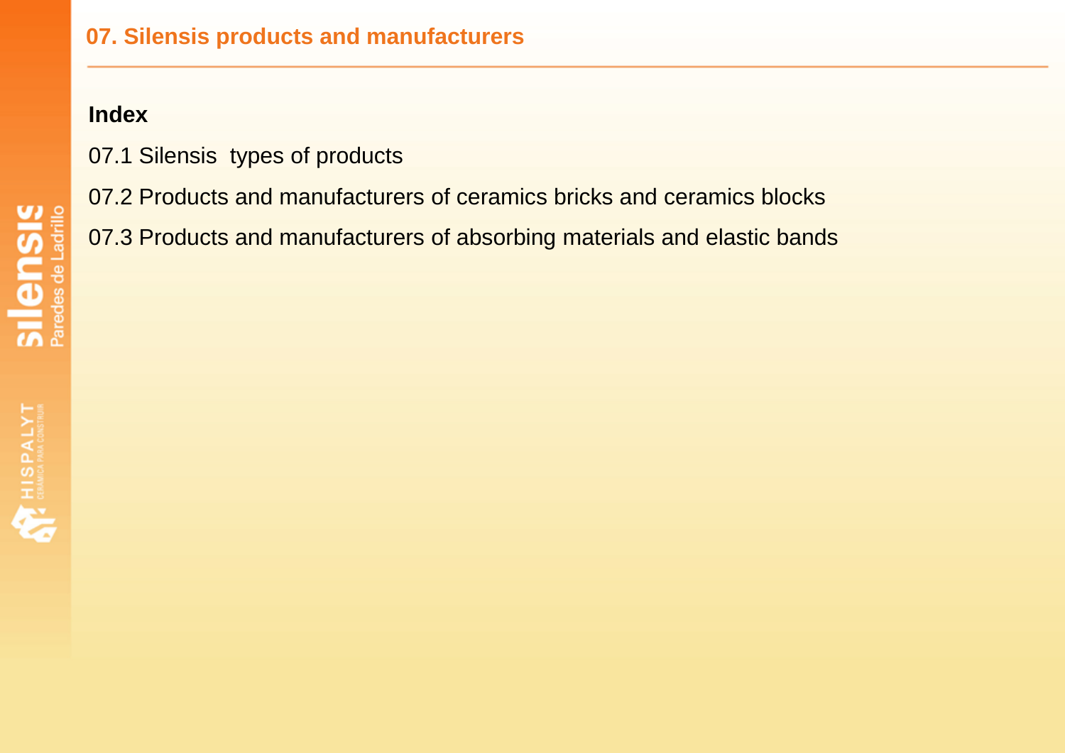# 07. Silensis products and manufacturers

**Index**

07.1 Silensis types of products

07.2 Products and manufacturers of ceramics bricks and ceramics blocks

07.3 Products and manufacturers of absorbing materials and elastic bands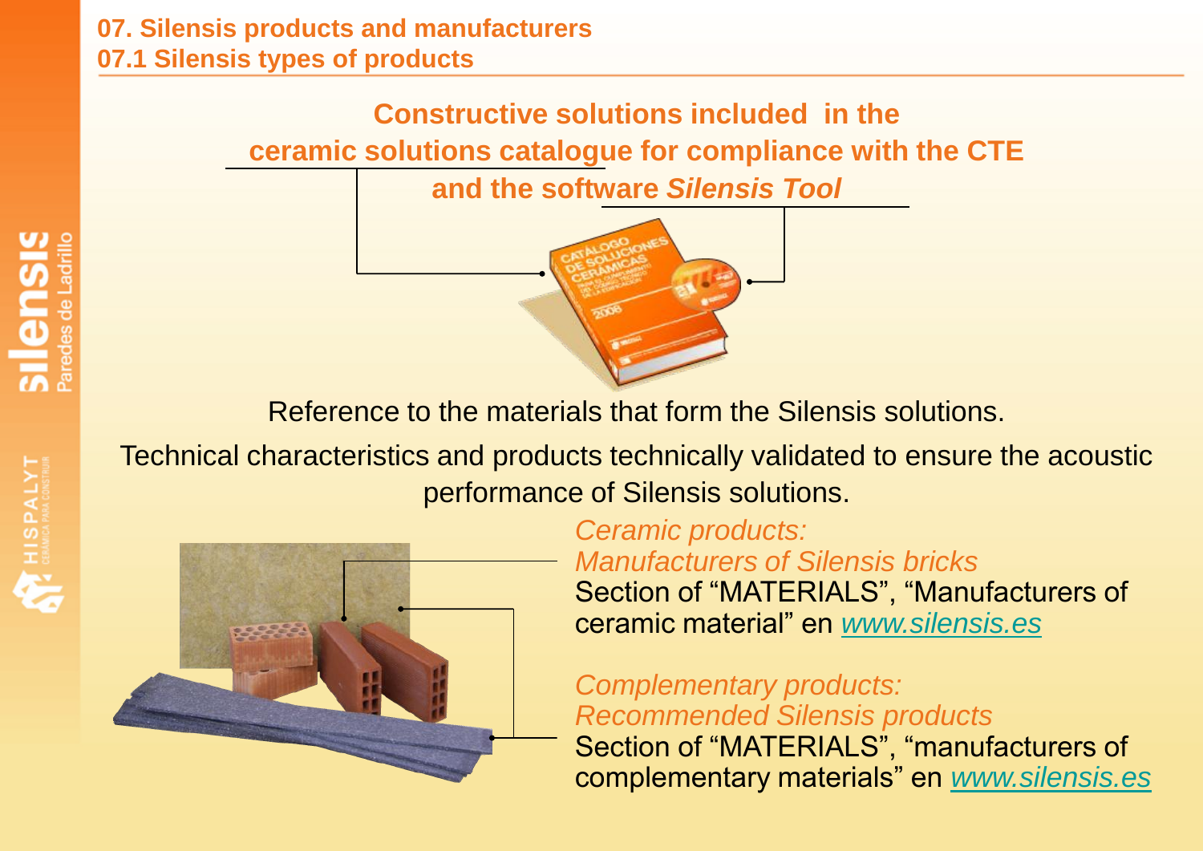## 07. Silensis products and manufacturers
### 07.1 Silensis types of products

**Constructive solutions included in the ceramic solutions catalogue for compliance with the CTE and the software *Silensis Tool***

Reference to the materials that form the Silensis solutions.

Technical characteristics and products technically validated to ensure the acoustic performance of Silensis solutions.

*Ceramic products:*
*Manufacturers of Silensis bricks*
Section of "MATERIALS", "Manufacturers of ceramic material" en www.silensis.es

*Complementary products:*
*Recommended Silensis products*
Section of "MATERIALS", "manufacturers of complementary materials" en www.silensis.es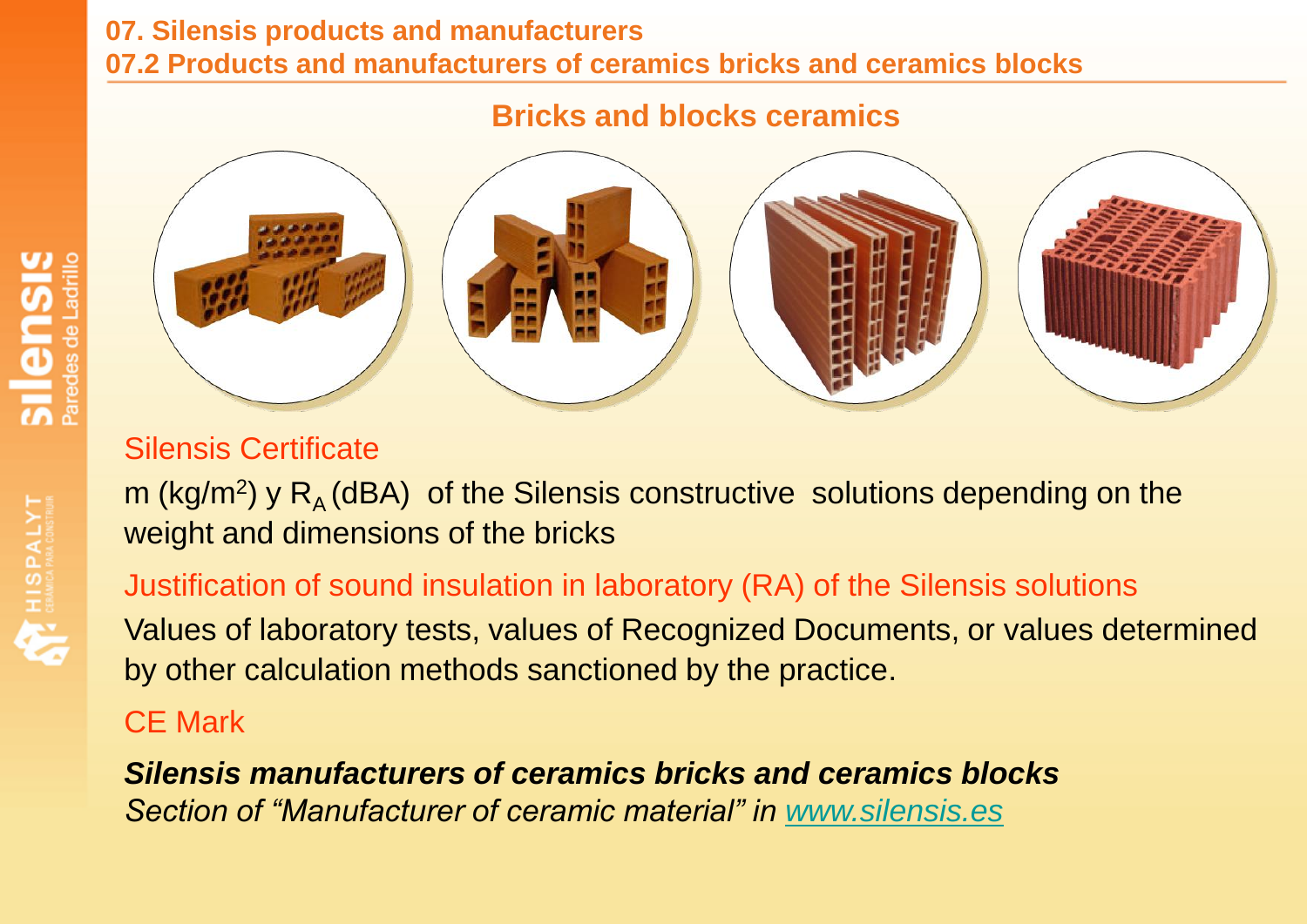## 07. Silensis products and manufacturers

### 07.2 Products and manufacturers of ceramics bricks and ceramics blocks

**Bricks and blocks ceramics**

Silensis Certificate

m (kg/m$^2$) y $R_A$ (dBA) of the Silensis constructive solutions depending on the weight and dimensions of the bricks

Justification of sound insulation in laboratory (RA) of the Silensis solutions

Values of laboratory tests, values of Recognized Documents, or values determined by other calculation methods sanctioned by the practice.

CE Mark

***Silensis manufacturers of ceramics bricks and ceramics blocks***

*Section of "Manufacturer of ceramic material" in www.silensis.es*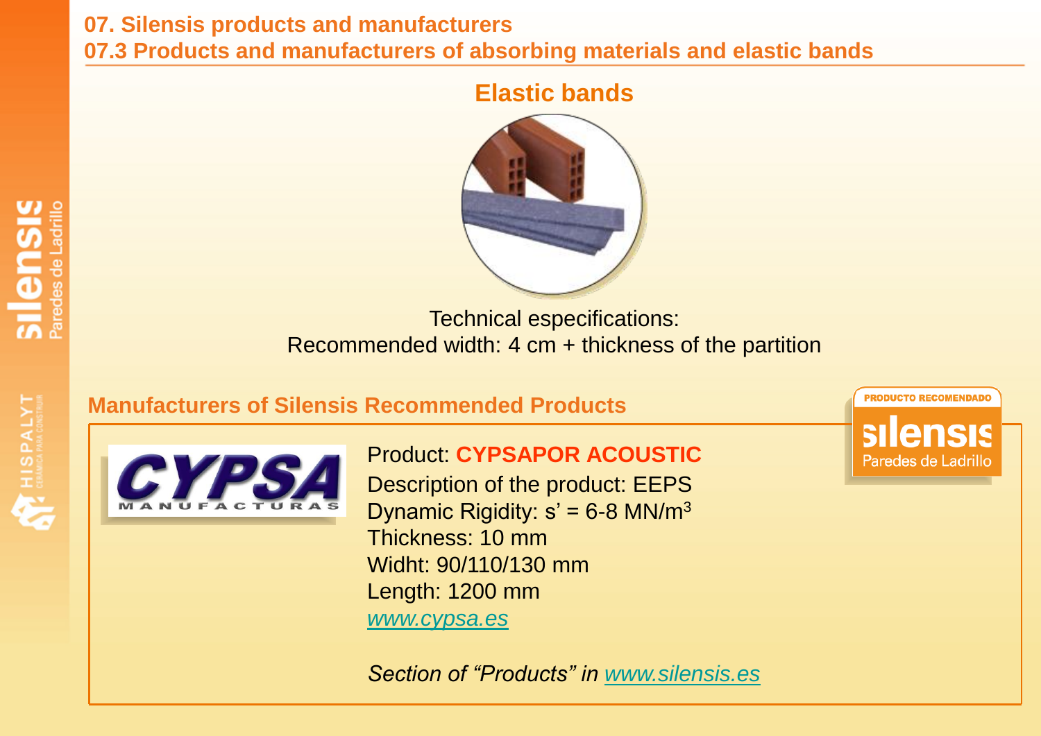# 07. Silensis products and manufacturers

## 07.3 Products and manufacturers of absorbing materials and elastic bands

### Elastic bands

Technical especifications:
Recommended width: 4 cm + thickness of the partition

### Manufacturers of Silensis Recommended Products

Product: **CYPSAPOR ACOUSTIC**
Description of the product: EEPS
Dynamic Rigidity: s’ = 6-8 MN/m$^3$
Thickness: 10 mm
Widht: 90/110/130 mm
Length: 1200 mm
*www.cypsa.es*

*Section of “Products” in www.silensis.es*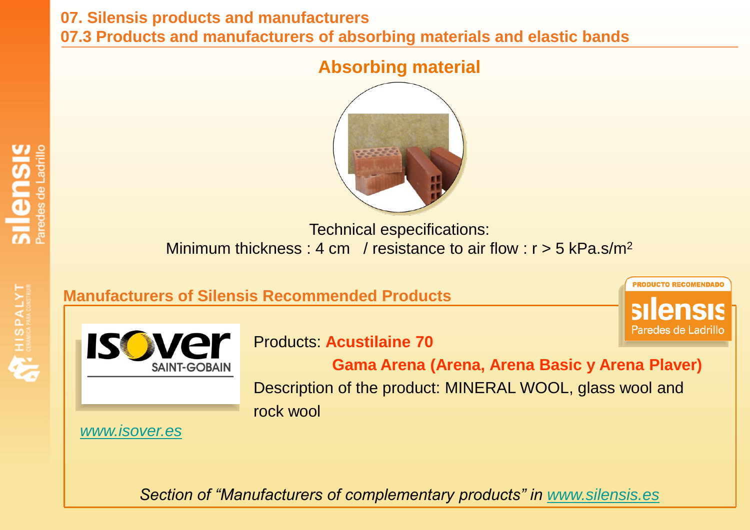# 07. Silensis products and manufacturers

## 07.3 Products and manufacturers of absorbing materials and elastic bands

### Absorbing material

Technical especifications:

Minimum thickness : 4 cm / resistance to air flow : r > 5 kPa.s/m$^2$

### Manufacturers of Silensis Recommended Products

PRODUCTO RECOMENDADO silensis Paredes de Ladrillo

ISOVER SAINT-GOBAIN

Products: **Acustilaine 70**

**Gama Arena (Arena, Arena Basic y Arena Plaver)**

Description of the product: MINERAL WOOL, glass wool and rock wool

www.isover.es

*Section of "Manufacturers of complementary products" in www.silensis.es*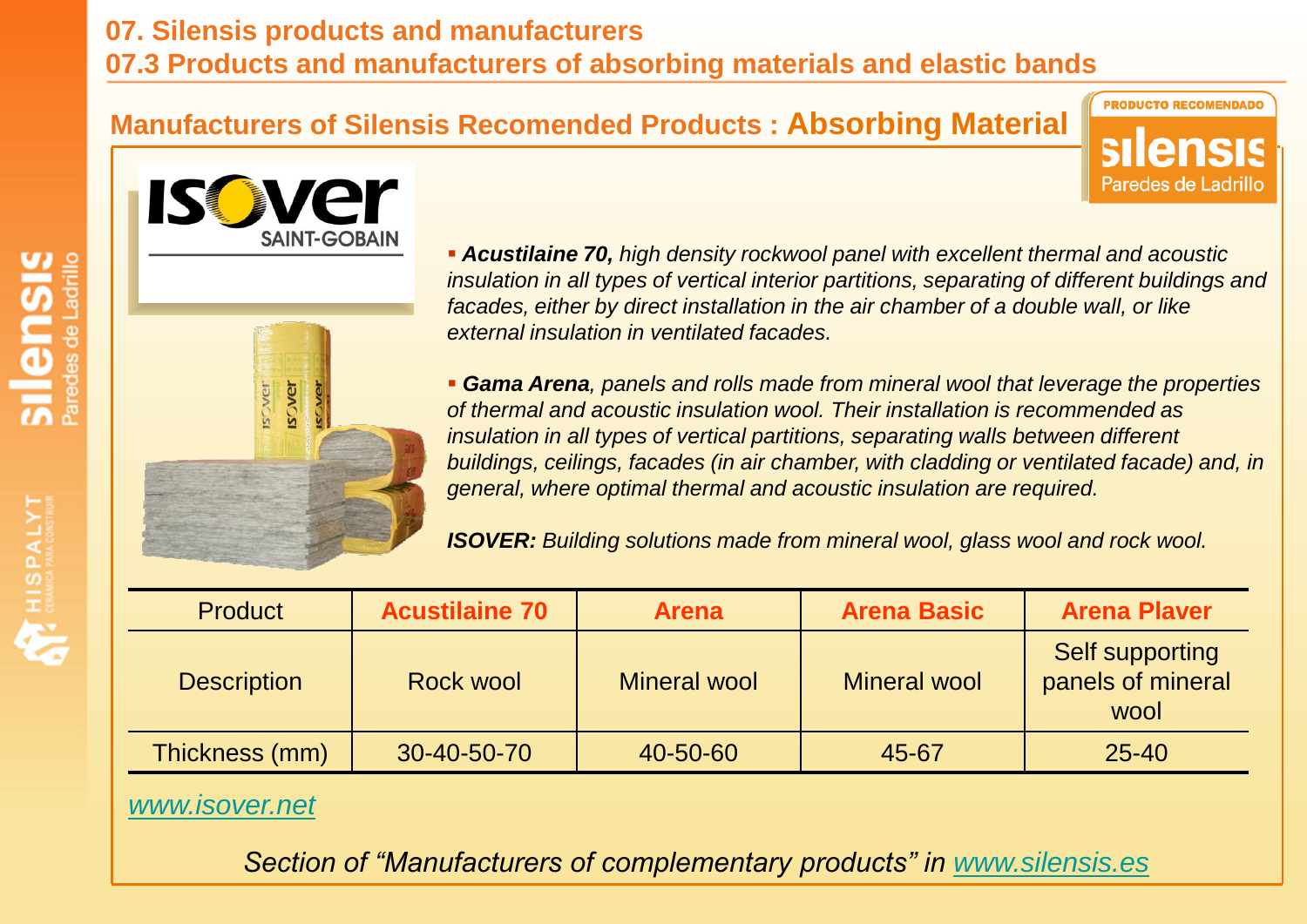# 07. Silensis products and manufacturers

## 07.3 Products and manufacturers of absorbing materials and elastic bands

### Manufacturers of Silensis Recomended Products : Absorbing Material

- ***Acustilaine 70,*** *high density rockwool panel with excellent thermal and acoustic insulation in all types of vertical interior partitions, separating of different buildings and facades, either by direct installation in the air chamber of a double wall, or like external insulation in ventilated facades.*

- ***Gama Arena****, panels and rolls made from mineral wool that leverage the properties of thermal and acoustic insulation wool. Their installation is recommended as insulation in all types of vertical partitions, separating walls between different buildings, ceilings, facades (in air chamber, with cladding or ventilated facade) and, in general, where optimal thermal and acoustic insulation are required.*

***ISOVER:*** *Building solutions made from mineral wool, glass wool and rock wool.*

| Product | Acustilaine 70 | Arena | Arena Basic | Arena Plaver |
|---|---|---|---|---|
| Description | Rock wool | Mineral wool | Mineral wool | Self supporting panels of mineral wool |
| Thickness (mm) | 30-40-50-70 | 40-50-60 | 45-67 | 25-40 |

*www.isover.net*

*Section of "Manufacturers of complementary products" in www.silensis.es*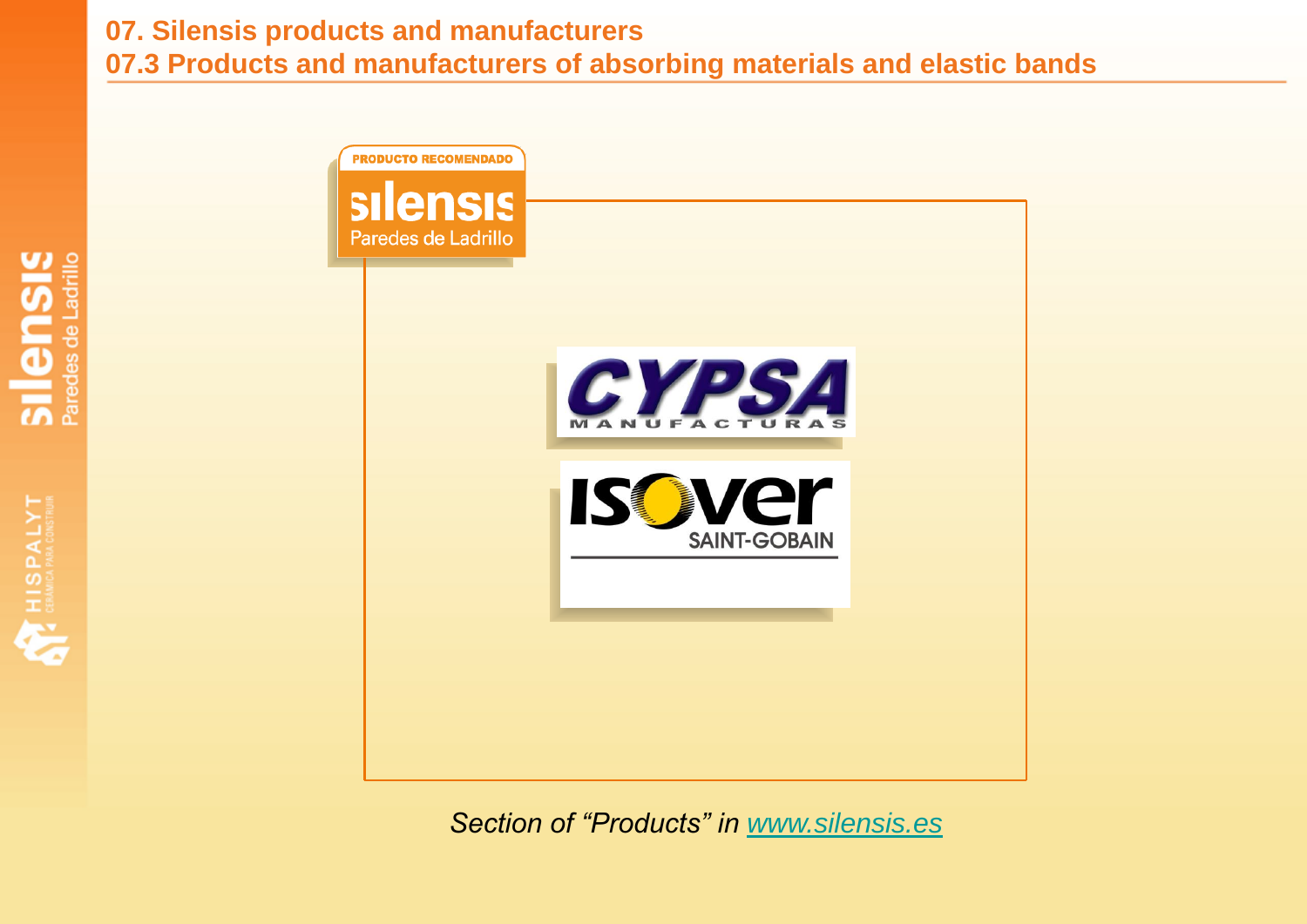# 07. Silensis products and manufacturers

## 07.3 Products and manufacturers of absorbing materials and elastic bands

PRODUCTO RECOMENDADO

silensis Paredes de Ladrillo

CYPSA MANUFACTURAS

ISOVER SAINT-GOBAIN

*Section of "Products" in www.silensis.es*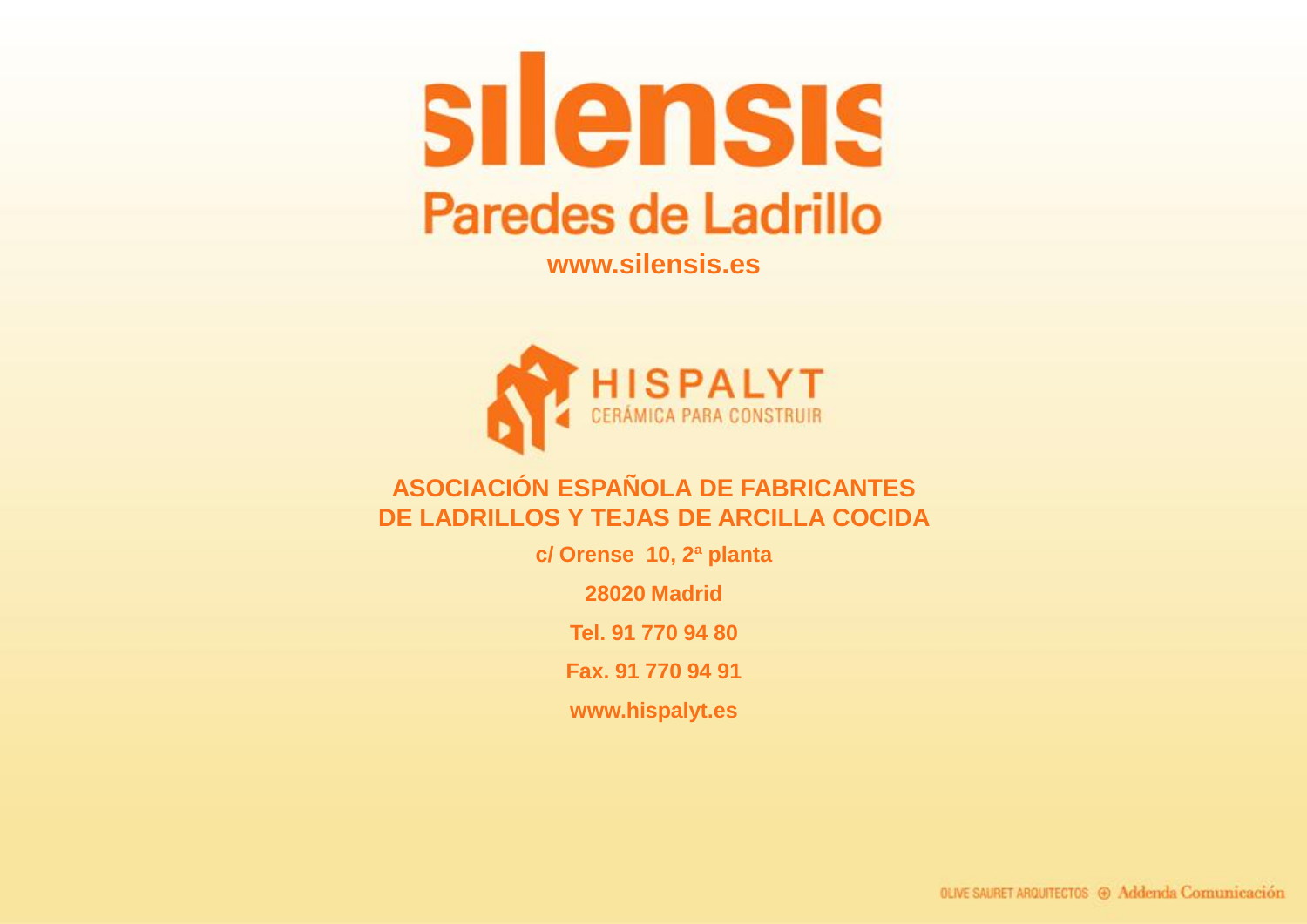# silensis

## Paredes de Ladrillo

www.silensis.es

HISPALYT

CERÁMICA PARA CONSTRUIR

**ASOCIACIÓN ESPAÑOLA DE FABRICANTES DE LADRILLOS Y TEJAS DE ARCILLA COCIDA**

**c/ Orense 10, 2ª planta**

**28020 Madrid**

**Tel. 91 770 94 80**

**Fax. 91 770 94 91**

**www.hispalyt.es**

OLIVE SAURET ARQUITECTOS ⊕ Addenda Comunicación